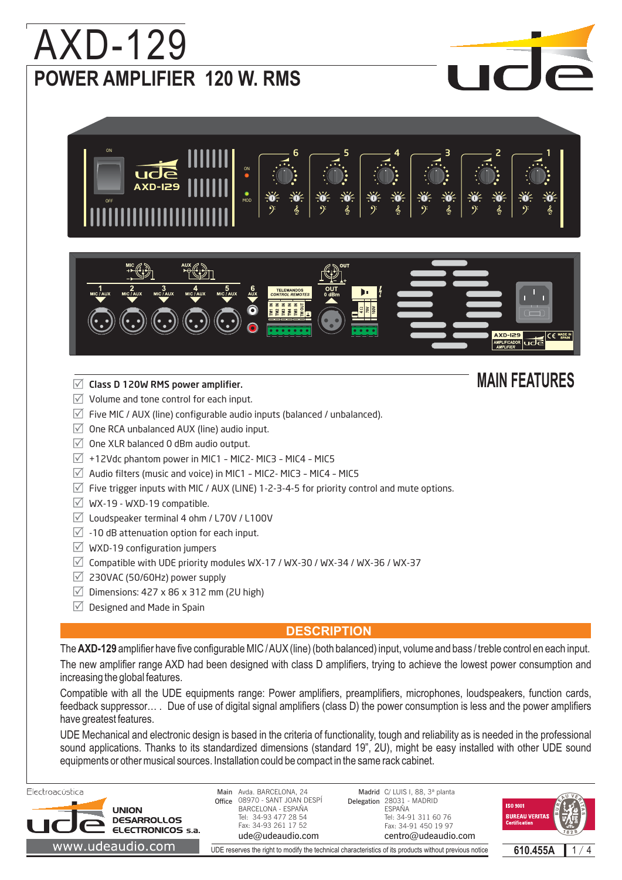# AXD-129

## POWER AMPLIFIER 120 W. RMS

## MAIN FEATURES

- **Class D 120W RMS power amplifier.**
- Volume and tone control for each input.
- Five MIC / AUX (line) configurable audio inputs (balanced / unbalanced).
- One RCA unbalanced AUX (line) audio input.
- One XLR balanced 0 dBm audio output.
- +12Vdc phantom power in MIC1 - MIC2- MIC3 - MIC4 - MIC5
- Audio filters (music and voice) in MIC1 - MIC2- MIC3 - MIC4 - MIC5
- Five trigger inputs with MIC / AUX (LINE) 1-2-3-4-5 for priority control and mute options.
- WX-19 - WXD-19 compatible.
- Loudspeaker terminal 4 ohm / L70V / L100V
- -10 dB attenuation option for each input.
- WXD-19 configuration jumpers
- Compatible with UDE priority modules WX-17 / WX-30 / WX-34 / WX-36 / WX-37
- 230VAC (50/60Hz) power supply
- Dimensions: 427 x 86 x 312 mm (2U high)
- Designed and Made in Spain

## DESCRIPTION

The **AXD-129** amplifier have five configurable MIC / AUX (line) (both balanced) input, volume and bass / treble control en each input.

The new amplifier range AXD had been designed with class D amplifiers, trying to achieve the lowest power consumption and increasing the global features.

Compatible with all the UDE equipments range: Power amplifiers, preamplifiers, microphones, loudspeakers, function cards, feedback suppressor… . Due of use of digital signal amplifiers (class D) the power consumption is less and the power amplifiers have greatest features.

UDE Mechanical and electronic design is based in the criteria of functionality, tough and reliability as is needed in the professional sound applications. Thanks to its standardized dimensions (standard 19", 2U), might be easy installed with other UDE sound equipments or other musical sources. Installation could be compact in the same rack cabinet.

Electroacústica

UNION DESARROLLOS ELECTRONICOS s.a.

www.udeaudio.com

Main Office: Avda. BARCELONA, 24, 08970 - SANT JOAN DESPÍ, BARCELONA - ESPAÑA, Tel: 34-93 477 28 54, Fax: 34-93 261 17 52, ude@udeaudio.com

Madrid Delegation: C/ LUIS I, 88, 3ª planta, 28031 - MADRID, ESPAÑA, Tel: 34-91 311 60 76, Fax: 34-91 450 19 97, centro@udeaudio.com

ISO 9001 BUREAU VERITAS Certification

UDE reserves the right to modify the technical characteristics of its products without previous notice

610.455A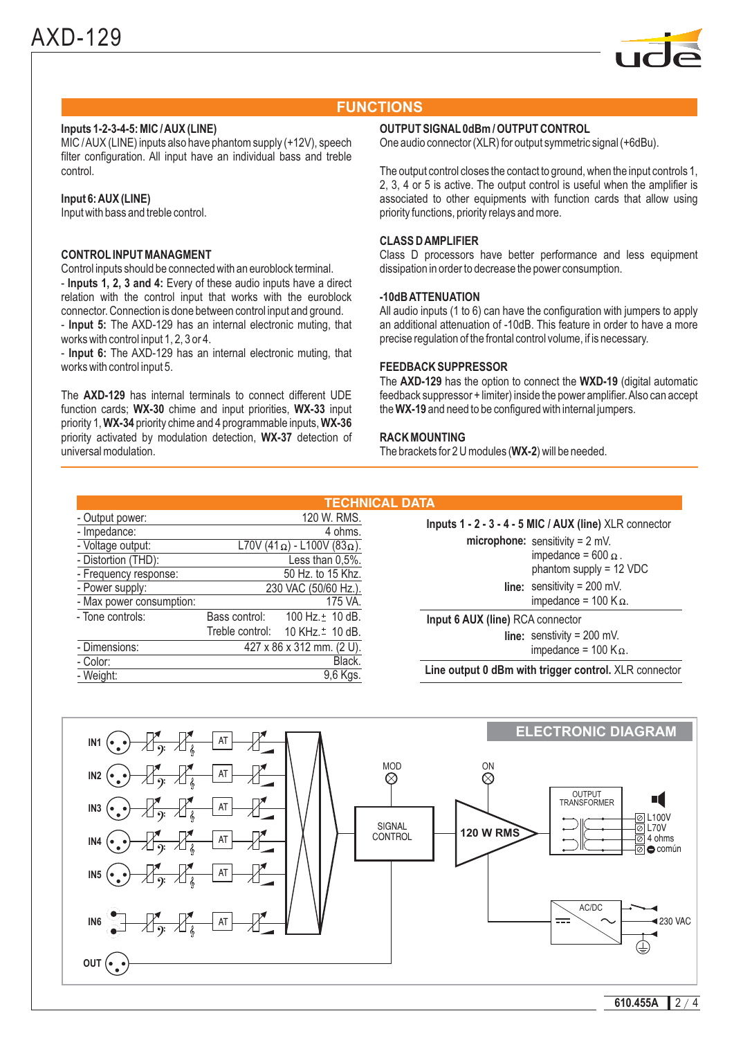# AXD-129

## FUNCTIONS

**Inputs 1-2-3-4-5: MIC / AUX (LINE)**
MIC / AUX (LINE) inputs also have phantom supply (+12V), speech filter configuration. All input have an individual bass and treble control.

**Input 6: AUX (LINE)**
Input with bass and treble control.

**CONTROL INPUT MANAGMENT**
Control inputs should be connected with an euroblock terminal.
- **Inputs 1, 2, 3 and 4:** Every of these audio inputs have a direct relation with the control input that works with the euroblock connector. Connection is done between control input and ground.
- **Input 5:** The AXD-129 has an internal electronic muting, that works with control input 1, 2, 3 or 4.
- **Input 6:** The AXD-129 has an internal electronic muting, that works with control input 5.

The **AXD-129** has internal terminals to connect different UDE function cards; **WX-30** chime and input priorities, **WX-33** input priority 1, **WX-34** priority chime and 4 programmable inputs, **WX-36** priority activated by modulation detection, **WX-37** detection of universal modulation.

**OUTPUT SIGNAL 0dBm / OUTPUT CONTROL**
One audio connector (XLR) for output symmetric signal (+6dBu).

The output control closes the contact to ground, when the input controls 1, 2, 3, 4 or 5 is active. The output control is useful when the amplifier is associated to other equipments with function cards that allow using priority functions, priority relays and more.

**CLASS D AMPLIFIER**
Class D processors have better performance and less equipment dissipation in order to decrease the power consumption.

**-10dB ATTENUATION**
All audio inputs (1 to 6) can have the configuration with jumpers to apply an additional attenuation of -10dB. This feature in order to have a more precise regulation of the frontal control volume, if is necessary.

**FEEDBACK SUPPRESSOR**
The **AXD-129** has the option to connect the **WXD-19** (digital automatic feedback suppressor + limiter) inside the power amplifier. Also can accept the **WX-19** and need to be configured with internal jumpers.

**RACK MOUNTING**
The brackets for 2 U modules (**WX-2**) will be needed.

## TECHNICAL DATA

| | | |
|---|---|---|
| - Output power: | | 120 W. RMS. |
| - Impedance: | | 4 ohms. |
| - Voltage output: | | L70V (41 Ω) - L100V (83 Ω). |
| - Distortion (THD): | | Less than 0,5%. |
| - Frequency response: | | 50 Hz. to 15 Khz. |
| - Power supply: | | 230 VAC (50/60 Hz.). |
| - Max power consumption: | | 175 VA. |
| - Tone controls: | Bass control: | 100 Hz. ± 10 dB. |
| | Treble control: | 10 KHz. ± 10 dB. |
| - Dimensions: | | 427 x 86 x 312 mm. (2 U). |
| - Color: | | Black. |
| - Weight: | | 9,6 Kgs. |

**Inputs 1 - 2 - 3 - 4 - 5 MIC / AUX (line)** XLR connector
- **microphone:** sensitivity = 2 mV. impedance = 600 Ω. phantom supply = 12 VDC
- **line:** sensitivity = 200 mV. impedance = 100 KΩ.

**Input 6 AUX (line)** RCA connector
- **line:** senstivity = 200 mV. impedance = 100 KΩ.

**Line output 0 dBm with trigger control.** XLR connector

## ELECTRONIC DIAGRAM

IN1, IN2, IN3, IN4, IN5, IN6, OUT, AT, MOD, ON, SIGNAL CONTROL, 120 W RMS, OUTPUT TRANSFORMER, L100V, L70V, 4 ohms, común, AC/DC, 230 VAC

610.455A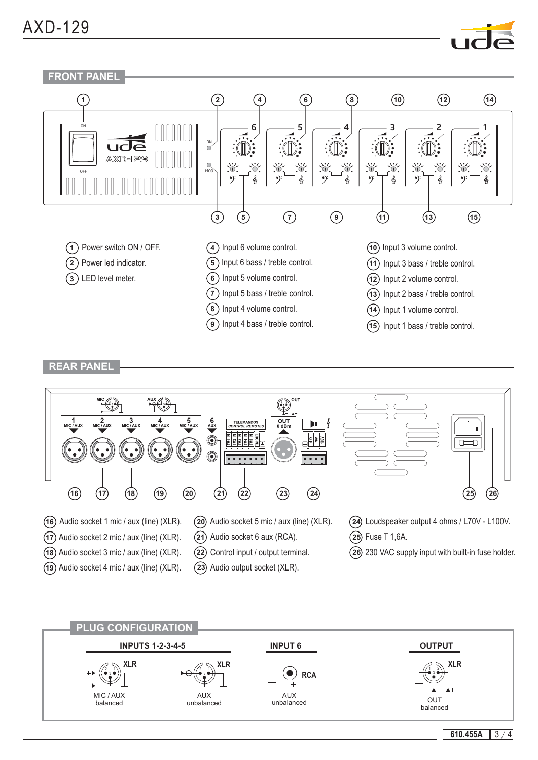# AXD-129

## FRONT PANEL

1. Power switch ON / OFF.
2. Power led indicator.
3. LED level meter.
4. Input 6 volume control.
5. Input 6 bass / treble control.
6. Input 5 volume control.
7. Input 5 bass / treble control.
8. Input 4 volume control.
9. Input 4 bass / treble control.
10. Input 3 volume control.
11. Input 3 bass / treble control.
12. Input 2 volume control.
13. Input 2 bass / treble control.
14. Input 1 volume control.
15. Input 1 bass / treble control.

## REAR PANEL

16. Audio socket 1 mic / aux (line) (XLR).
17. Audio socket 2 mic / aux (line) (XLR).
18. Audio socket 3 mic / aux (line) (XLR).
19. Audio socket 4 mic / aux (line) (XLR).
20. Audio socket 5 mic / aux (line) (XLR).
21. Audio socket 6 aux (RCA).
22. Control input / output terminal.
23. Audio output socket (XLR).
24. Loudspeaker output 4 ohms / L70V - L100V.
25. Fuse T 1,6A.
26. 230 VAC supply input with built-in fuse holder.

## PLUG CONFIGURATION

**INPUTS 1-2-3-4-5**

- XLR — MIC / AUX balanced
- XLR — AUX unbalanced

**INPUT 6**

- RCA — AUX unbalanced

**OUTPUT**

- XLR — OUT balanced

610.455A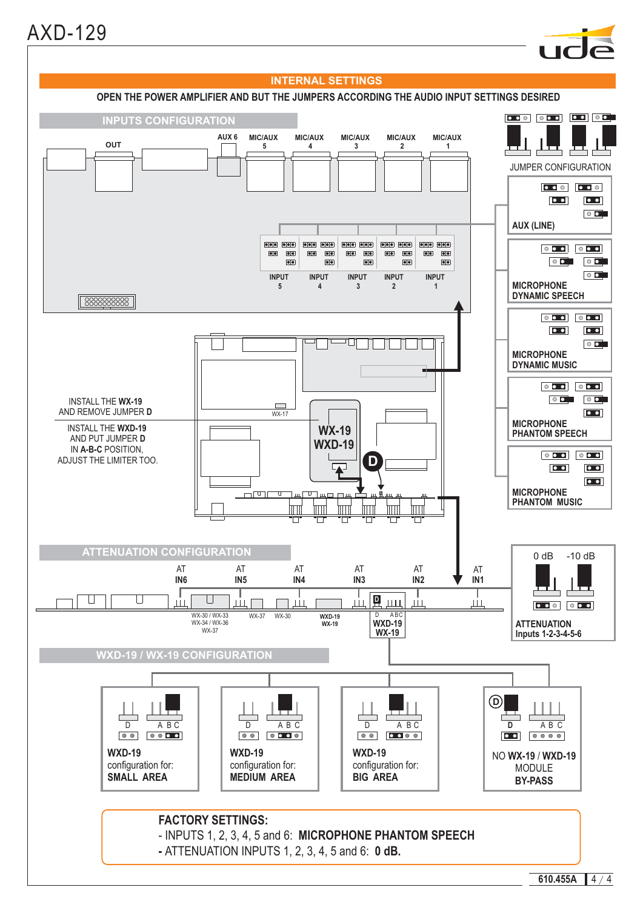# AXD-129

## INTERNAL SETTINGS

**OPEN THE POWER AMPLIFIER AND BUT THE JUMPERS ACCORDING THE AUDIO INPUT SETTINGS DESIRED**

### INPUTS CONFIGURATION

OUT
AUX 6
MIC/AUX 5
MIC/AUX 4
MIC/AUX 3
MIC/AUX 2
MIC/AUX 1

INPUT 5
INPUT 4
INPUT 3
INPUT 2
INPUT 1

JUMPER CONFIGURATION

**AUX (LINE)**

**MICROPHONE DYNAMIC SPEECH**

**MICROPHONE DYNAMIC MUSIC**

**MICROPHONE PHANTOM SPEECH**

**MICROPHONE PHANTOM MUSIC**

INSTALL THE **WX-19** AND REMOVE JUMPER **D**

INSTALL THE **WXD-19** AND PUT JUMPER **D** IN **A-B-C** POSITION, ADJUST THE LIMITER TOO.

WX-17

**WX-19**
**WXD-19**

**D**

### ATTENUATION CONFIGURATION

AT IN6
AT IN5
AT IN4
AT IN3
AT IN2
AT IN1

WX-30 / WX-33
WX-34 / WX-36
WX-37

WX-37
WX-30

WXD-19
WX-19

D ABC
**WXD-19**
**WX-19**

0 dB
-10 dB

**ATTENUATION**
**Inputs 1-2-3-4-5-6**

### WXD-19 / WX-19 CONFIGURATION

D A B C
**WXD-19**
configuration for:
**SMALL AREA**

D A B C
**WXD-19**
configuration for:
**MEDIUM AREA**

D A B C
**WXD-19**
configuration for:
**BIG AREA**

D A B C
NO **WX-19** / **WXD-19** MODULE
**BY-PASS**

**FACTORY SETTINGS:**
- INPUTS 1, 2, 3, 4, 5 and 6: **MICROPHONE PHANTOM SPEECH**
- ATTENUATION INPUTS 1, 2, 3, 4, 5 and 6: **0 dB.**

**610.455A**